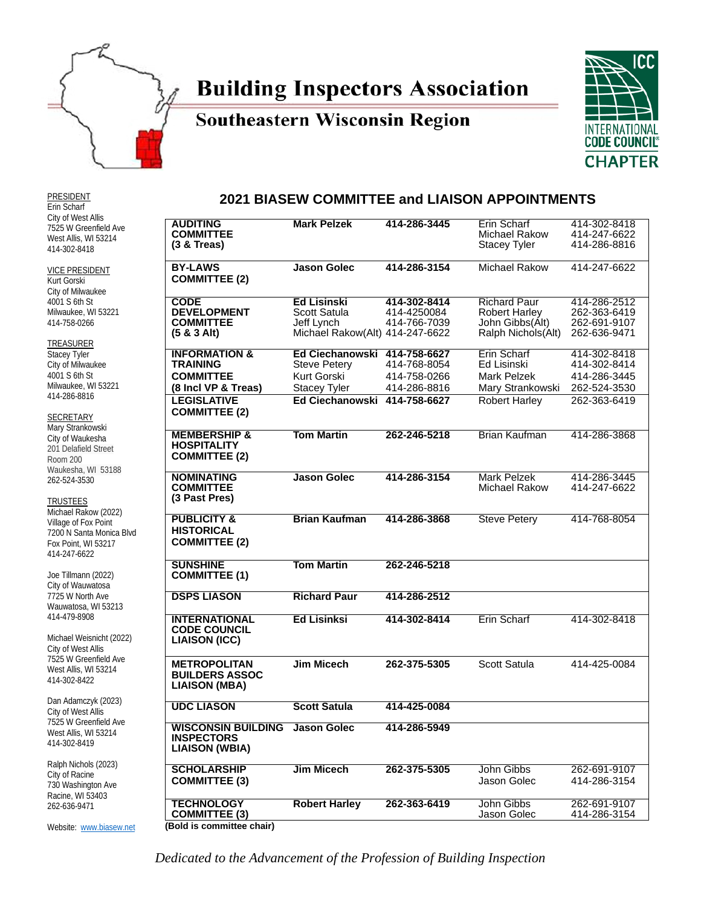# Building Inspectors Association

## Southeastern Wisconsin Region

INTERNATIONAL CODE COUNCIL CHAPTER

PRESIDENT
Erin Scharf
City of West Allis
7525 W Greenfield Ave
West Allis, WI 53214
414-302-8418

VICE PRESIDENT
Kurt Gorski
City of Milwaukee
4001 S 6th St
Milwaukee, WI 53221
414-758-0266

TREASURER
Stacey Tyler
City of Milwaukee
4001 S 6th St
Milwaukee, WI 53221
414-286-8816

SECRETARY
Mary Strankowski
City of Waukesha
201 Delafield Street
Room 200
Waukesha, WI 53188
262-524-3530

TRUSTEES
Michael Rakow (2022)
Village of Fox Point
7200 N Santa Monica Blvd
Fox Point, WI 53217
414-247-6622

Joe Tillmann (2022)
City of Wauwatosa
7725 W North Ave
Wauwatosa, WI 53213
414-479-8908

Michael Weisnicht (2022)
City of West Allis
7525 W Greenfield Ave
West Allis, WI 53214
414-302-8422

Dan Adamczyk (2023)
City of West Allis
7525 W Greenfield Ave
West Allis, WI 53214
414-302-8419

Ralph Nichols (2023)
City of Racine
730 Washington Ave
Racine, WI 53403
262-636-9471

Website: www.biasew.net

## 2021 BIASEW COMMITTEE and LIAISON APPOINTMENTS

| Committee | Member | Phone | Member | Phone |
|---|---|---|---|---|
| **AUDITING COMMITTEE (3 & Treas)** | **Mark Pelzek** | **414-286-3445** | Erin Scharf<br>Michael Rakow<br>Stacey Tyler | 414-302-8418<br>414-247-6622<br>414-286-8816 |
| **BY-LAWS COMMITTEE (2)** | **Jason Golec** | **414-286-3154** | Michael Rakow | 414-247-6622 |
| **CODE DEVELOPMENT COMMITTEE (5 & 3 Alt)** | **Ed Lisinski**<br>Scott Satula<br>Jeff Lynch<br>Michael Rakow(Alt) | **414-302-8414**<br>414-4250084<br>414-766-7039<br>414-247-6622 | Richard Paur<br>Robert Harley<br>John Gibbs(Alt)<br>Ralph Nichols(Alt) | 414-286-2512<br>262-363-6419<br>262-691-9107<br>262-636-9471 |
| **INFORMATION & TRAINING COMMITTEE (8 Incl VP & Treas)** | **Ed Ciechanowski**<br>Steve Petery<br>Kurt Gorski<br>Stacey Tyler | **414-758-6627**<br>414-768-8054<br>414-758-0266<br>414-286-8816 | Erin Scharf<br>Ed Lisinski<br>Mark Pelzek<br>Mary Strankowski | 414-302-8418<br>414-302-8414<br>414-286-3445<br>262-524-3530 |
| **LEGISLATIVE COMMITTEE (2)** | **Ed Ciechanowski** | **414-758-6627** | Robert Harley | 262-363-6419 |
| **MEMBERSHIP & HOSPITALITY COMMITTEE (2)** | **Tom Martin** | **262-246-5218** | Brian Kaufman | 414-286-3868 |
| **NOMINATING COMMITTEE (3 Past Pres)** | **Jason Golec** | **414-286-3154** | Mark Pelzek<br>Michael Rakow | 414-286-3445<br>414-247-6622 |
| **PUBLICITY & HISTORICAL COMMITTEE (2)** | **Brian Kaufman** | **414-286-3868** | Steve Petery | 414-768-8054 |
| **SUNSHINE COMMITTEE (1)** | **Tom Martin** | **262-246-5218** | | |
| **DSPS LIASON** | **Richard Paur** | **414-286-2512** | | |
| **INTERNATIONAL CODE COUNCIL LIAISON (ICC)** | **Ed Lisinksi** | **414-302-8414** | Erin Scharf | 414-302-8418 |
| **METROPOLITAN BUILDERS ASSOC LIAISON (MBA)** | **Jim Micech** | **262-375-5305** | Scott Satula | 414-425-0084 |
| **UDC LIASON** | **Scott Satula** | **414-425-0084** | | |
| **WISCONSIN BUILDING INSPECTORS LIAISON (WBIA)** | **Jason Golec** | **414-286-5949** | | |
| **SCHOLARSHIP COMMITTEE (3)** | **Jim Micech** | **262-375-5305** | John Gibbs<br>Jason Golec | 262-691-9107<br>414-286-3154 |
| **TECHNOLOGY COMMITTEE (3)** | **Robert Harley** | **262-363-6419** | John Gibbs<br>Jason Golec | 262-691-9107<br>414-286-3154 |

**(Bold is committee chair)**

*Dedicated to the Advancement of the Profession of Building Inspection*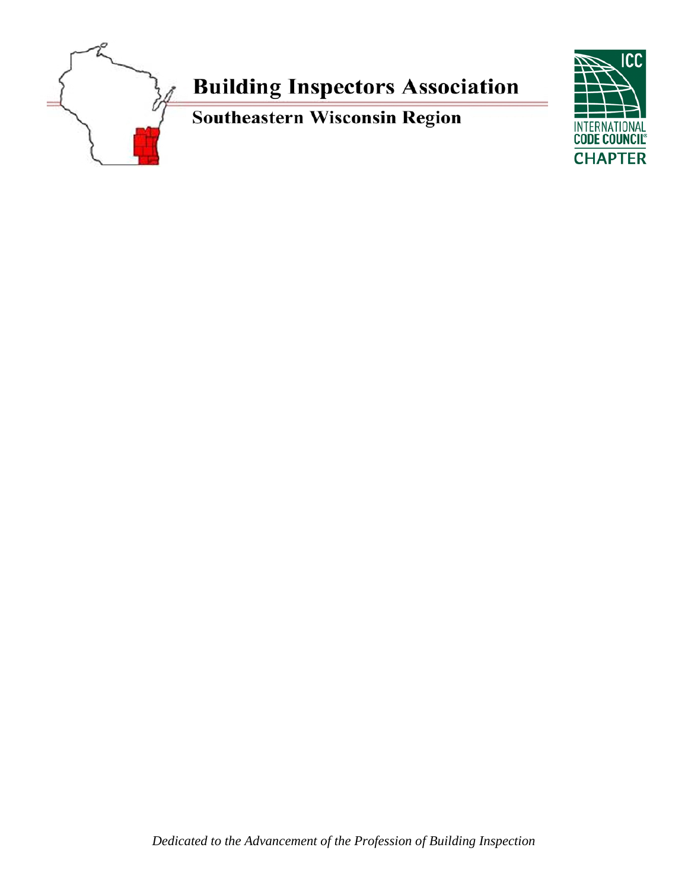# Building Inspectors Association

## Southeastern Wisconsin Region

INTERNATIONAL CODE COUNCIL CHAPTER

*Dedicated to the Advancement of the Profession of Building Inspection*